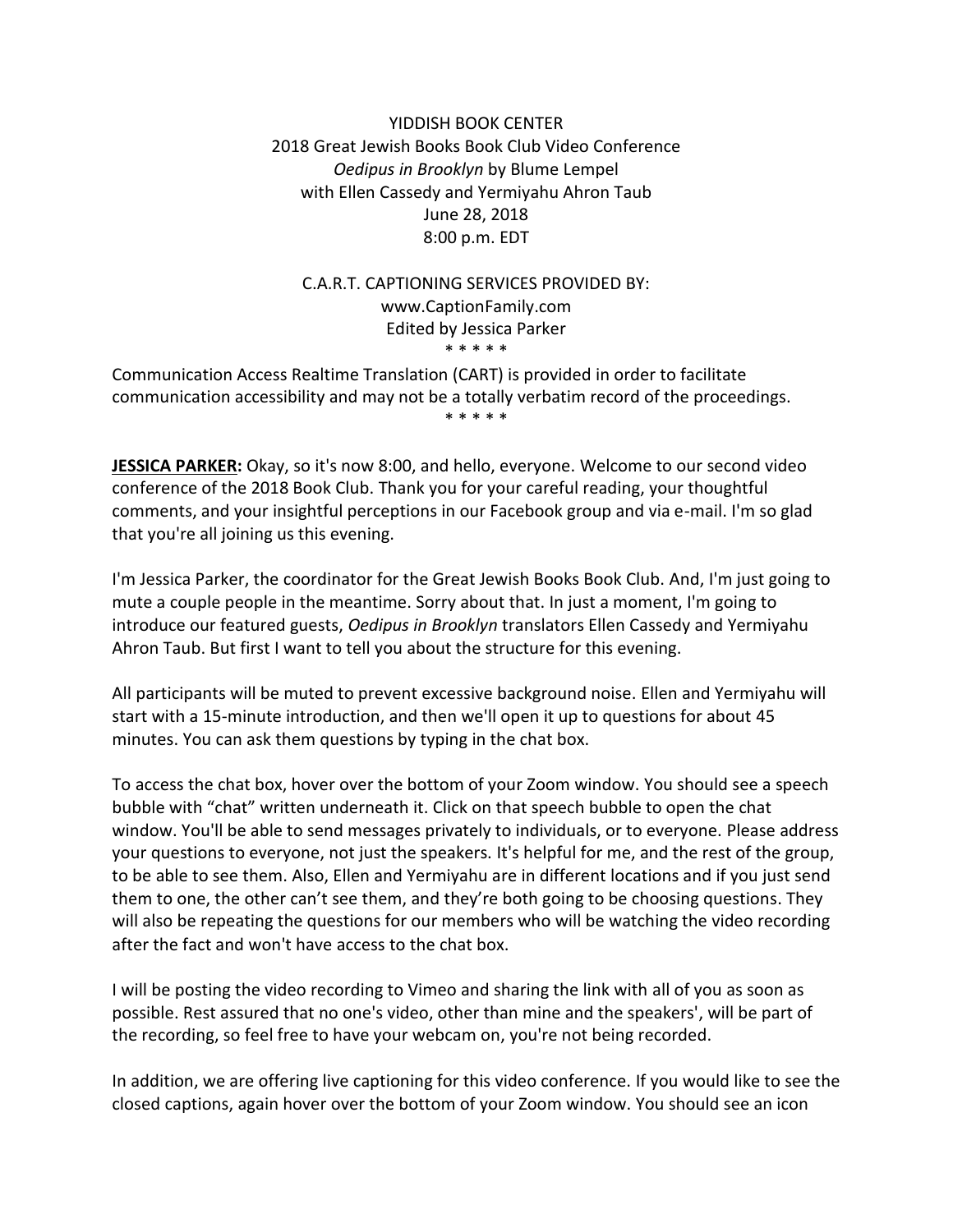YIDDISH BOOK CENTER
2018 Great Jewish Books Book Club Video Conference
*Oedipus in Brooklyn* by Blume Lempel
with Ellen Cassedy and Yermiyahu Ahron Taub
June 28, 2018
8:00 p.m. EDT

C.A.R.T. CAPTIONING SERVICES PROVIDED BY:
www.CaptionFamily.com
Edited by Jessica Parker

* * * * *

Communication Access Realtime Translation (CART) is provided in order to facilitate communication accessibility and may not be a totally verbatim record of the proceedings.

* * * * *

**JESSICA PARKER:** Okay, so it's now 8:00, and hello, everyone. Welcome to our second video conference of the 2018 Book Club. Thank you for your careful reading, your thoughtful comments, and your insightful perceptions in our Facebook group and via e-mail. I'm so glad that you're all joining us this evening.

I'm Jessica Parker, the coordinator for the Great Jewish Books Book Club. And, I'm just going to mute a couple people in the meantime. Sorry about that. In just a moment, I'm going to introduce our featured guests, *Oedipus in Brooklyn* translators Ellen Cassedy and Yermiyahu Ahron Taub. But first I want to tell you about the structure for this evening.

All participants will be muted to prevent excessive background noise. Ellen and Yermiyahu will start with a 15-minute introduction, and then we'll open it up to questions for about 45 minutes. You can ask them questions by typing in the chat box.

To access the chat box, hover over the bottom of your Zoom window. You should see a speech bubble with "chat" written underneath it. Click on that speech bubble to open the chat window. You'll be able to send messages privately to individuals, or to everyone. Please address your questions to everyone, not just the speakers. It's helpful for me, and the rest of the group, to be able to see them. Also, Ellen and Yermiyahu are in different locations and if you just send them to one, the other can't see them, and they're both going to be choosing questions. They will also be repeating the questions for our members who will be watching the video recording after the fact and won't have access to the chat box.

I will be posting the video recording to Vimeo and sharing the link with all of you as soon as possible. Rest assured that no one's video, other than mine and the speakers', will be part of the recording, so feel free to have your webcam on, you're not being recorded.

In addition, we are offering live captioning for this video conference. If you would like to see the closed captions, again hover over the bottom of your Zoom window. You should see an icon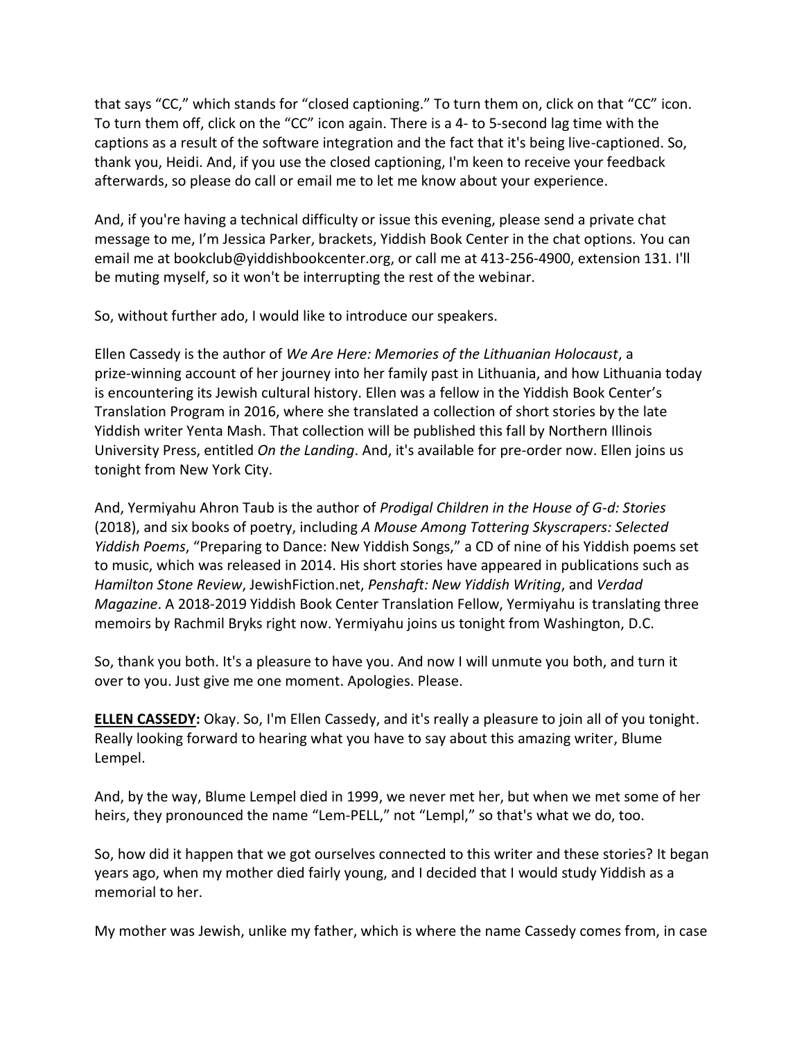that says "CC," which stands for "closed captioning." To turn them on, click on that "CC" icon. To turn them off, click on the "CC" icon again. There is a 4- to 5-second lag time with the captions as a result of the software integration and the fact that it's being live-captioned. So, thank you, Heidi. And, if you use the closed captioning, I'm keen to receive your feedback afterwards, so please do call or email me to let me know about your experience.

And, if you're having a technical difficulty or issue this evening, please send a private chat message to me, I'm Jessica Parker, brackets, Yiddish Book Center in the chat options. You can email me at bookclub@yiddishbookcenter.org, or call me at 413-256-4900, extension 131. I'll be muting myself, so it won't be interrupting the rest of the webinar.

So, without further ado, I would like to introduce our speakers.

Ellen Cassedy is the author of *We Are Here: Memories of the Lithuanian Holocaust*, a prize-winning account of her journey into her family past in Lithuania, and how Lithuania today is encountering its Jewish cultural history. Ellen was a fellow in the Yiddish Book Center's Translation Program in 2016, where she translated a collection of short stories by the late Yiddish writer Yenta Mash. That collection will be published this fall by Northern Illinois University Press, entitled *On the Landing*. And, it's available for pre-order now. Ellen joins us tonight from New York City.

And, Yermiyahu Ahron Taub is the author of *Prodigal Children in the House of G-d: Stories* (2018), and six books of poetry, including *A Mouse Among Tottering Skyscrapers: Selected Yiddish Poems*, "Preparing to Dance: New Yiddish Songs," a CD of nine of his Yiddish poems set to music, which was released in 2014. His short stories have appeared in publications such as *Hamilton Stone Review*, JewishFiction.net, *Penshaft: New Yiddish Writing*, and *Verdad Magazine*. A 2018-2019 Yiddish Book Center Translation Fellow, Yermiyahu is translating three memoirs by Rachmil Bryks right now. Yermiyahu joins us tonight from Washington, D.C.

So, thank you both. It's a pleasure to have you. And now I will unmute you both, and turn it over to you. Just give me one moment. Apologies. Please.

**ELLEN CASSEDY:** Okay. So, I'm Ellen Cassedy, and it's really a pleasure to join all of you tonight. Really looking forward to hearing what you have to say about this amazing writer, Blume Lempel.

And, by the way, Blume Lempel died in 1999, we never met her, but when we met some of her heirs, they pronounced the name "Lem-PELL," not "Lempl," so that's what we do, too.

So, how did it happen that we got ourselves connected to this writer and these stories? It began years ago, when my mother died fairly young, and I decided that I would study Yiddish as a memorial to her.

My mother was Jewish, unlike my father, which is where the name Cassedy comes from, in case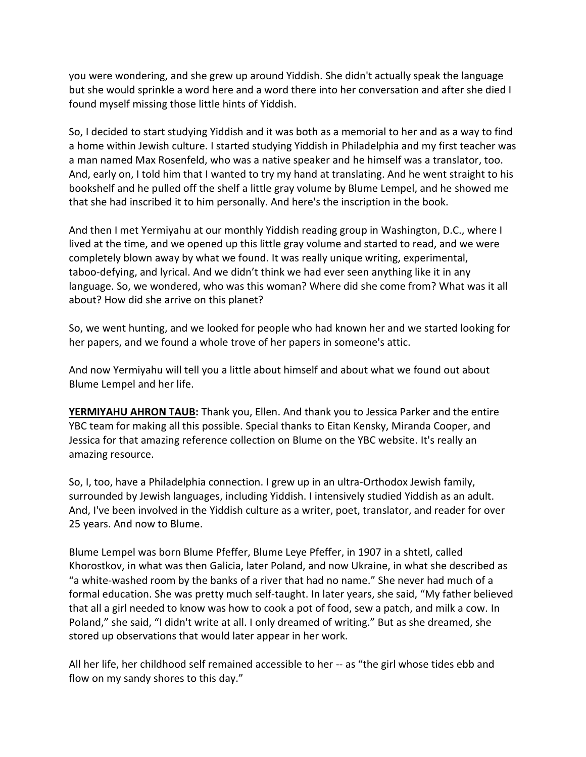you were wondering, and she grew up around Yiddish. She didn't actually speak the language but she would sprinkle a word here and a word there into her conversation and after she died I found myself missing those little hints of Yiddish.

So, I decided to start studying Yiddish and it was both as a memorial to her and as a way to find a home within Jewish culture. I started studying Yiddish in Philadelphia and my first teacher was a man named Max Rosenfeld, who was a native speaker and he himself was a translator, too. And, early on, I told him that I wanted to try my hand at translating. And he went straight to his bookshelf and he pulled off the shelf a little gray volume by Blume Lempel, and he showed me that she had inscribed it to him personally. And here's the inscription in the book.

And then I met Yermiyahu at our monthly Yiddish reading group in Washington, D.C., where I lived at the time, and we opened up this little gray volume and started to read, and we were completely blown away by what we found. It was really unique writing, experimental, taboo-defying, and lyrical. And we didn't think we had ever seen anything like it in any language. So, we wondered, who was this woman? Where did she come from? What was it all about? How did she arrive on this planet?

So, we went hunting, and we looked for people who had known her and we started looking for her papers, and we found a whole trove of her papers in someone's attic.

And now Yermiyahu will tell you a little about himself and about what we found out about Blume Lempel and her life.

**YERMIYAHU AHRON TAUB:** Thank you, Ellen. And thank you to Jessica Parker and the entire YBC team for making all this possible. Special thanks to Eitan Kensky, Miranda Cooper, and Jessica for that amazing reference collection on Blume on the YBC website. It's really an amazing resource.

So, I, too, have a Philadelphia connection. I grew up in an ultra-Orthodox Jewish family, surrounded by Jewish languages, including Yiddish. I intensively studied Yiddish as an adult. And, I've been involved in the Yiddish culture as a writer, poet, translator, and reader for over 25 years. And now to Blume.

Blume Lempel was born Blume Pfeffer, Blume Leye Pfeffer, in 1907 in a shtetl, called Khorostkov, in what was then Galicia, later Poland, and now Ukraine, in what she described as "a white-washed room by the banks of a river that had no name." She never had much of a formal education. She was pretty much self-taught. In later years, she said, "My father believed that all a girl needed to know was how to cook a pot of food, sew a patch, and milk a cow. In Poland," she said, "I didn't write at all. I only dreamed of writing." But as she dreamed, she stored up observations that would later appear in her work.

All her life, her childhood self remained accessible to her -- as "the girl whose tides ebb and flow on my sandy shores to this day."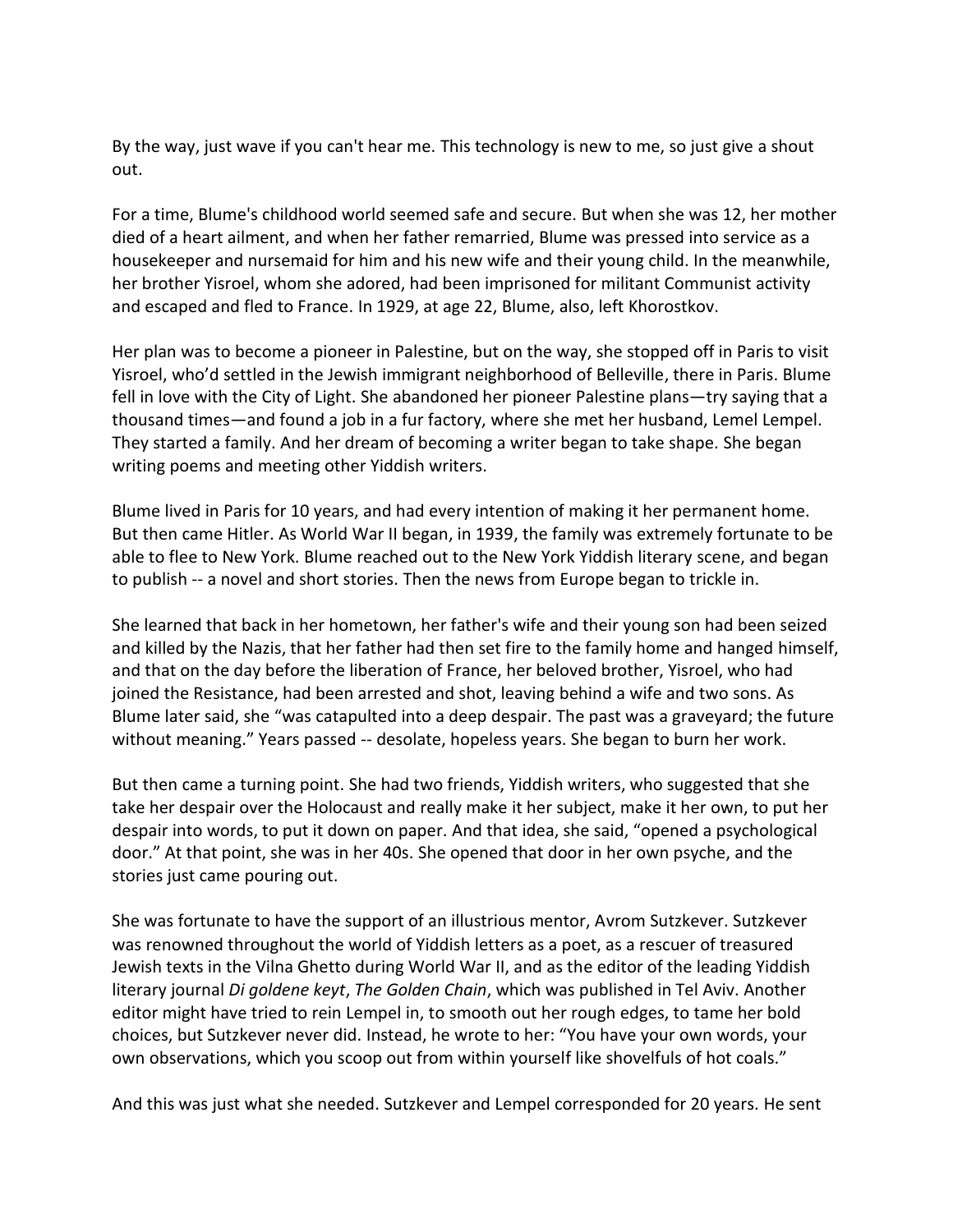By the way, just wave if you can't hear me. This technology is new to me, so just give a shout out.

For a time, Blume's childhood world seemed safe and secure. But when she was 12, her mother died of a heart ailment, and when her father remarried, Blume was pressed into service as a housekeeper and nursemaid for him and his new wife and their young child. In the meanwhile, her brother Yisroel, whom she adored, had been imprisoned for militant Communist activity and escaped and fled to France. In 1929, at age 22, Blume, also, left Khorostkov.

Her plan was to become a pioneer in Palestine, but on the way, she stopped off in Paris to visit Yisroel, who'd settled in the Jewish immigrant neighborhood of Belleville, there in Paris. Blume fell in love with the City of Light. She abandoned her pioneer Palestine plans—try saying that a thousand times—and found a job in a fur factory, where she met her husband, Lemel Lempel. They started a family. And her dream of becoming a writer began to take shape. She began writing poems and meeting other Yiddish writers.

Blume lived in Paris for 10 years, and had every intention of making it her permanent home. But then came Hitler. As World War II began, in 1939, the family was extremely fortunate to be able to flee to New York. Blume reached out to the New York Yiddish literary scene, and began to publish -- a novel and short stories. Then the news from Europe began to trickle in.

She learned that back in her hometown, her father's wife and their young son had been seized and killed by the Nazis, that her father had then set fire to the family home and hanged himself, and that on the day before the liberation of France, her beloved brother, Yisroel, who had joined the Resistance, had been arrested and shot, leaving behind a wife and two sons. As Blume later said, she "was catapulted into a deep despair. The past was a graveyard; the future without meaning." Years passed -- desolate, hopeless years. She began to burn her work.

But then came a turning point. She had two friends, Yiddish writers, who suggested that she take her despair over the Holocaust and really make it her subject, make it her own, to put her despair into words, to put it down on paper. And that idea, she said, "opened a psychological door." At that point, she was in her 40s. She opened that door in her own psyche, and the stories just came pouring out.

She was fortunate to have the support of an illustrious mentor, Avrom Sutzkever. Sutzkever was renowned throughout the world of Yiddish letters as a poet, as a rescuer of treasured Jewish texts in the Vilna Ghetto during World War II, and as the editor of the leading Yiddish literary journal *Di goldene keyt*, *The Golden Chain*, which was published in Tel Aviv. Another editor might have tried to rein Lempel in, to smooth out her rough edges, to tame her bold choices, but Sutzkever never did. Instead, he wrote to her: "You have your own words, your own observations, which you scoop out from within yourself like shovelfuls of hot coals."

And this was just what she needed. Sutzkever and Lempel corresponded for 20 years. He sent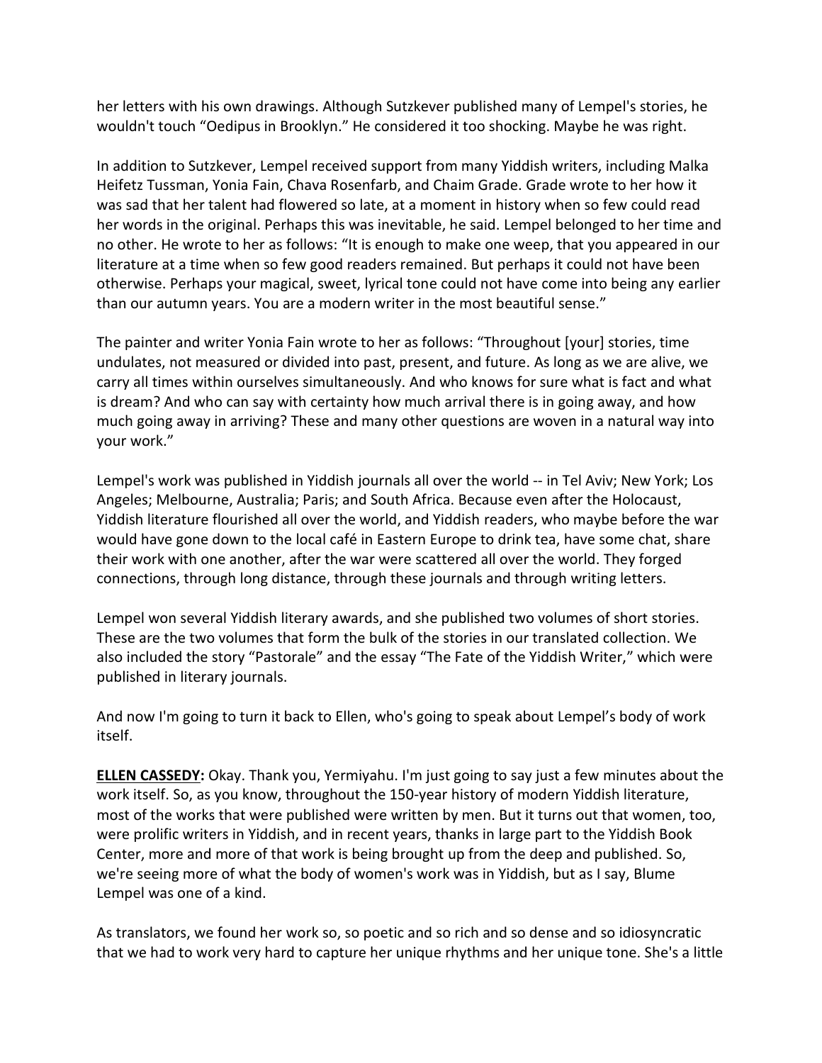her letters with his own drawings. Although Sutzkever published many of Lempel's stories, he wouldn't touch "Oedipus in Brooklyn." He considered it too shocking. Maybe he was right.

In addition to Sutzkever, Lempel received support from many Yiddish writers, including Malka Heifetz Tussman, Yonia Fain, Chava Rosenfarb, and Chaim Grade. Grade wrote to her how it was sad that her talent had flowered so late, at a moment in history when so few could read her words in the original. Perhaps this was inevitable, he said. Lempel belonged to her time and no other. He wrote to her as follows: "It is enough to make one weep, that you appeared in our literature at a time when so few good readers remained. But perhaps it could not have been otherwise. Perhaps your magical, sweet, lyrical tone could not have come into being any earlier than our autumn years. You are a modern writer in the most beautiful sense."

The painter and writer Yonia Fain wrote to her as follows: "Throughout [your] stories, time undulates, not measured or divided into past, present, and future. As long as we are alive, we carry all times within ourselves simultaneously. And who knows for sure what is fact and what is dream? And who can say with certainty how much arrival there is in going away, and how much going away in arriving? These and many other questions are woven in a natural way into your work."

Lempel's work was published in Yiddish journals all over the world -- in Tel Aviv; New York; Los Angeles; Melbourne, Australia; Paris; and South Africa. Because even after the Holocaust, Yiddish literature flourished all over the world, and Yiddish readers, who maybe before the war would have gone down to the local café in Eastern Europe to drink tea, have some chat, share their work with one another, after the war were scattered all over the world. They forged connections, through long distance, through these journals and through writing letters.

Lempel won several Yiddish literary awards, and she published two volumes of short stories. These are the two volumes that form the bulk of the stories in our translated collection. We also included the story "Pastorale" and the essay "The Fate of the Yiddish Writer," which were published in literary journals.

And now I'm going to turn it back to Ellen, who's going to speak about Lempel's body of work itself.

**ELLEN CASSEDY:** Okay. Thank you, Yermiyahu. I'm just going to say just a few minutes about the work itself. So, as you know, throughout the 150-year history of modern Yiddish literature, most of the works that were published were written by men. But it turns out that women, too, were prolific writers in Yiddish, and in recent years, thanks in large part to the Yiddish Book Center, more and more of that work is being brought up from the deep and published. So, we're seeing more of what the body of women's work was in Yiddish, but as I say, Blume Lempel was one of a kind.

As translators, we found her work so, so poetic and so rich and so dense and so idiosyncratic that we had to work very hard to capture her unique rhythms and her unique tone. She's a little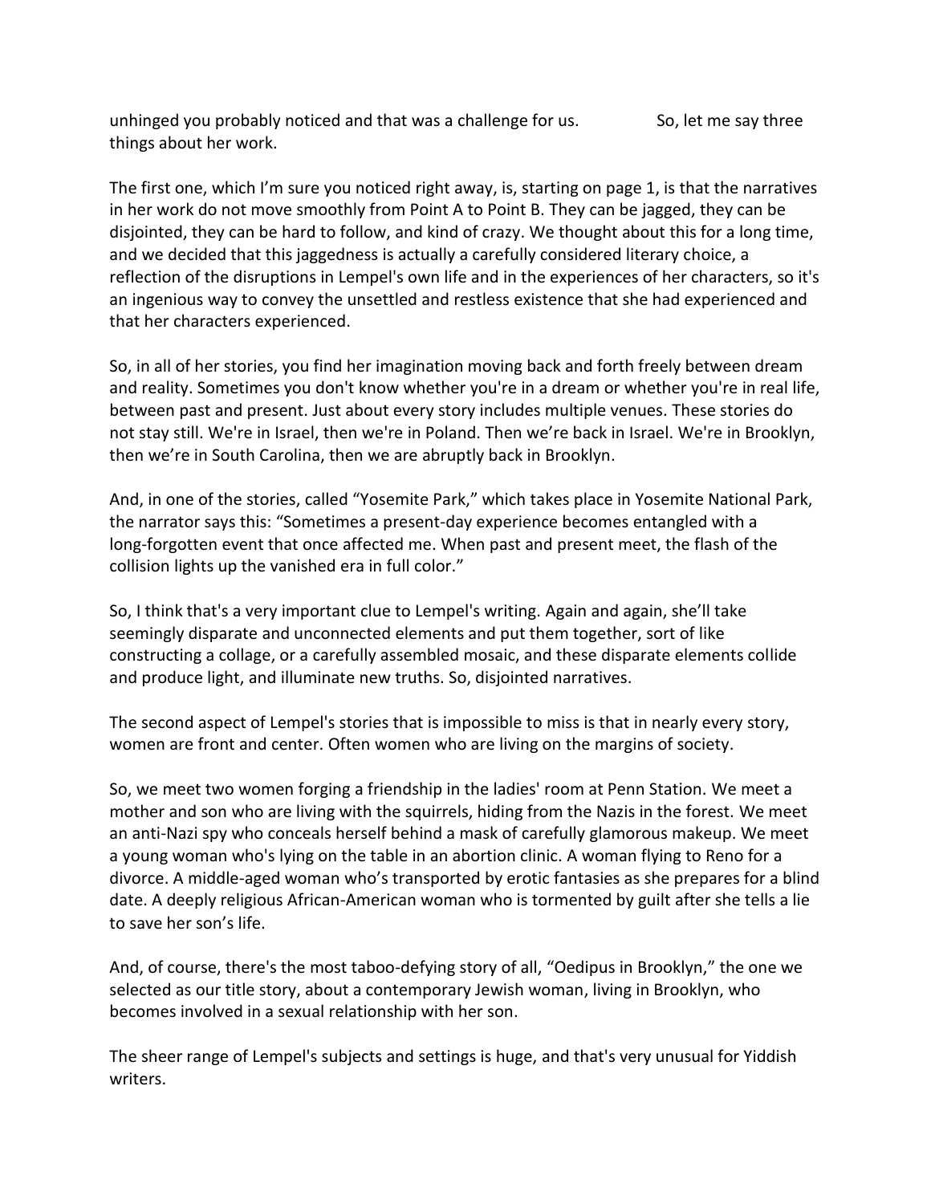unhinged you probably noticed and that was a challenge for us. So, let me say three things about her work.

The first one, which I'm sure you noticed right away, is, starting on page 1, is that the narratives in her work do not move smoothly from Point A to Point B. They can be jagged, they can be disjointed, they can be hard to follow, and kind of crazy. We thought about this for a long time, and we decided that this jaggedness is actually a carefully considered literary choice, a reflection of the disruptions in Lempel's own life and in the experiences of her characters, so it's an ingenious way to convey the unsettled and restless existence that she had experienced and that her characters experienced.

So, in all of her stories, you find her imagination moving back and forth freely between dream and reality. Sometimes you don't know whether you're in a dream or whether you're in real life, between past and present. Just about every story includes multiple venues. These stories do not stay still. We're in Israel, then we're in Poland. Then we're back in Israel. We're in Brooklyn, then we're in South Carolina, then we are abruptly back in Brooklyn.

And, in one of the stories, called "Yosemite Park," which takes place in Yosemite National Park, the narrator says this: "Sometimes a present-day experience becomes entangled with a long-forgotten event that once affected me. When past and present meet, the flash of the collision lights up the vanished era in full color."

So, I think that's a very important clue to Lempel's writing. Again and again, she'll take seemingly disparate and unconnected elements and put them together, sort of like constructing a collage, or a carefully assembled mosaic, and these disparate elements collide and produce light, and illuminate new truths. So, disjointed narratives.

The second aspect of Lempel's stories that is impossible to miss is that in nearly every story, women are front and center. Often women who are living on the margins of society.

So, we meet two women forging a friendship in the ladies' room at Penn Station. We meet a mother and son who are living with the squirrels, hiding from the Nazis in the forest. We meet an anti-Nazi spy who conceals herself behind a mask of carefully glamorous makeup. We meet a young woman who's lying on the table in an abortion clinic. A woman flying to Reno for a divorce. A middle-aged woman who's transported by erotic fantasies as she prepares for a blind date. A deeply religious African-American woman who is tormented by guilt after she tells a lie to save her son's life.

And, of course, there's the most taboo-defying story of all, "Oedipus in Brooklyn," the one we selected as our title story, about a contemporary Jewish woman, living in Brooklyn, who becomes involved in a sexual relationship with her son.

The sheer range of Lempel's subjects and settings is huge, and that's very unusual for Yiddish writers.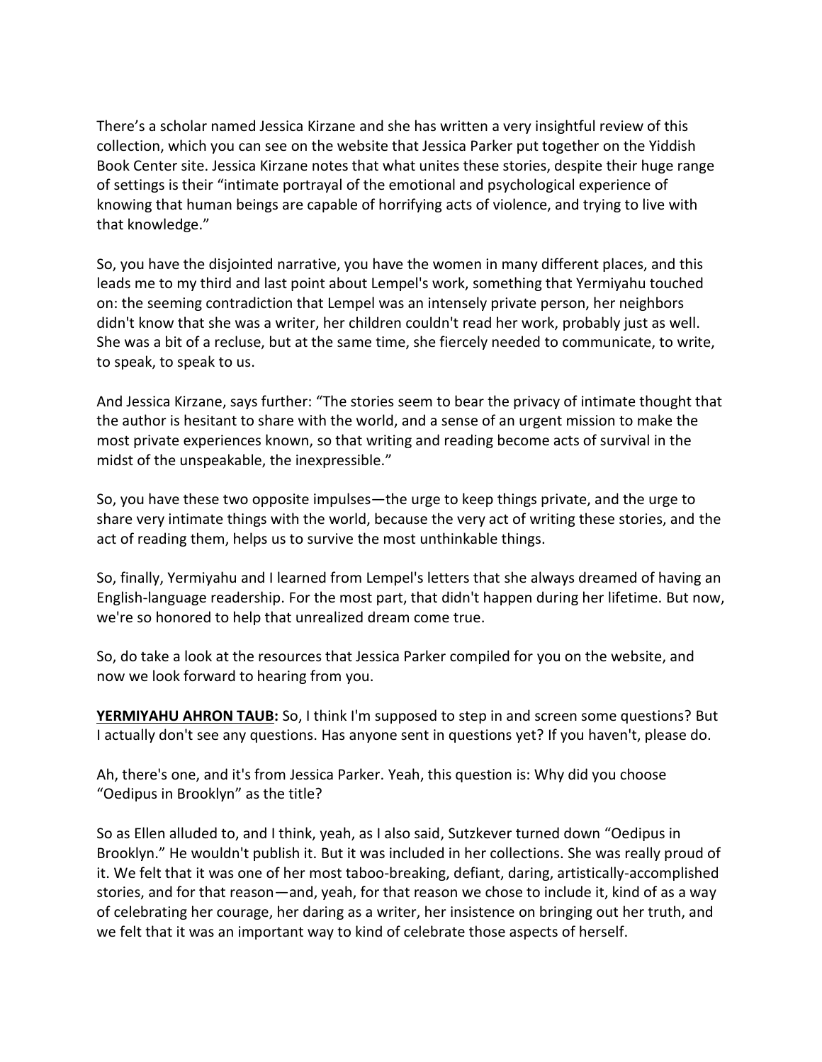There's a scholar named Jessica Kirzane and she has written a very insightful review of this collection, which you can see on the website that Jessica Parker put together on the Yiddish Book Center site. Jessica Kirzane notes that what unites these stories, despite their huge range of settings is their "intimate portrayal of the emotional and psychological experience of knowing that human beings are capable of horrifying acts of violence, and trying to live with that knowledge."

So, you have the disjointed narrative, you have the women in many different places, and this leads me to my third and last point about Lempel's work, something that Yermiyahu touched on: the seeming contradiction that Lempel was an intensely private person, her neighbors didn't know that she was a writer, her children couldn't read her work, probably just as well. She was a bit of a recluse, but at the same time, she fiercely needed to communicate, to write, to speak, to speak to us.

And Jessica Kirzane, says further: "The stories seem to bear the privacy of intimate thought that the author is hesitant to share with the world, and a sense of an urgent mission to make the most private experiences known, so that writing and reading become acts of survival in the midst of the unspeakable, the inexpressible."

So, you have these two opposite impulses—the urge to keep things private, and the urge to share very intimate things with the world, because the very act of writing these stories, and the act of reading them, helps us to survive the most unthinkable things.

So, finally, Yermiyahu and I learned from Lempel's letters that she always dreamed of having an English-language readership. For the most part, that didn't happen during her lifetime. But now, we're so honored to help that unrealized dream come true.

So, do take a look at the resources that Jessica Parker compiled for you on the website, and now we look forward to hearing from you.

**YERMIYAHU AHRON TAUB:** So, I think I'm supposed to step in and screen some questions? But I actually don't see any questions. Has anyone sent in questions yet? If you haven't, please do.

Ah, there's one, and it's from Jessica Parker. Yeah, this question is: Why did you choose "Oedipus in Brooklyn" as the title?

So as Ellen alluded to, and I think, yeah, as I also said, Sutzkever turned down "Oedipus in Brooklyn." He wouldn't publish it. But it was included in her collections. She was really proud of it. We felt that it was one of her most taboo-breaking, defiant, daring, artistically-accomplished stories, and for that reason—and, yeah, for that reason we chose to include it, kind of as a way of celebrating her courage, her daring as a writer, her insistence on bringing out her truth, and we felt that it was an important way to kind of celebrate those aspects of herself.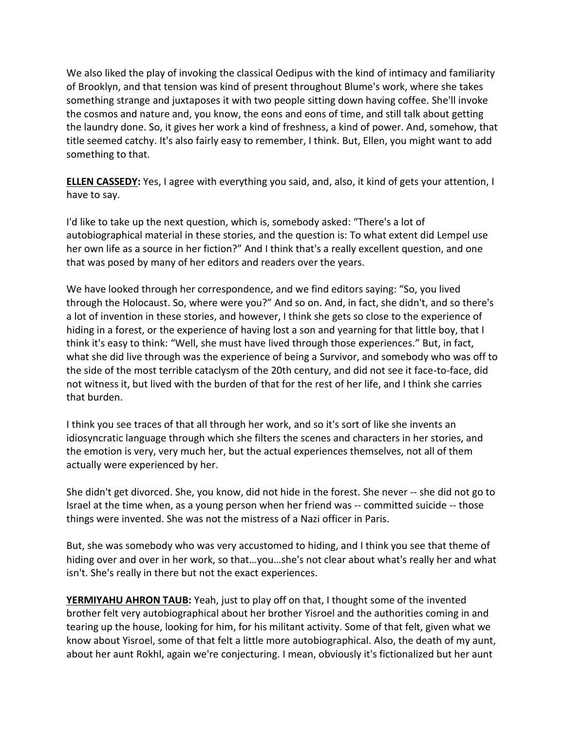We also liked the play of invoking the classical Oedipus with the kind of intimacy and familiarity of Brooklyn, and that tension was kind of present throughout Blume's work, where she takes something strange and juxtaposes it with two people sitting down having coffee. She'll invoke the cosmos and nature and, you know, the eons and eons of time, and still talk about getting the laundry done. So, it gives her work a kind of freshness, a kind of power. And, somehow, that title seemed catchy. It's also fairly easy to remember, I think. But, Ellen, you might want to add something to that.

**ELLEN CASSEDY:** Yes, I agree with everything you said, and, also, it kind of gets your attention, I have to say.

I'd like to take up the next question, which is, somebody asked: "There's a lot of autobiographical material in these stories, and the question is: To what extent did Lempel use her own life as a source in her fiction?" And I think that's a really excellent question, and one that was posed by many of her editors and readers over the years.

We have looked through her correspondence, and we find editors saying: "So, you lived through the Holocaust. So, where were you?" And so on. And, in fact, she didn't, and so there's a lot of invention in these stories, and however, I think she gets so close to the experience of hiding in a forest, or the experience of having lost a son and yearning for that little boy, that I think it's easy to think: "Well, she must have lived through those experiences." But, in fact, what she did live through was the experience of being a Survivor, and somebody who was off to the side of the most terrible cataclysm of the 20th century, and did not see it face-to-face, did not witness it, but lived with the burden of that for the rest of her life, and I think she carries that burden.

I think you see traces of that all through her work, and so it's sort of like she invents an idiosyncratic language through which she filters the scenes and characters in her stories, and the emotion is very, very much her, but the actual experiences themselves, not all of them actually were experienced by her.

She didn't get divorced. She, you know, did not hide in the forest. She never -- she did not go to Israel at the time when, as a young person when her friend was -- committed suicide -- those things were invented. She was not the mistress of a Nazi officer in Paris.

But, she was somebody who was very accustomed to hiding, and I think you see that theme of hiding over and over in her work, so that…you…she's not clear about what's really her and what isn't. She's really in there but not the exact experiences.

**YERMIYAHU AHRON TAUB:** Yeah, just to play off on that, I thought some of the invented brother felt very autobiographical about her brother Yisroel and the authorities coming in and tearing up the house, looking for him, for his militant activity. Some of that felt, given what we know about Yisroel, some of that felt a little more autobiographical. Also, the death of my aunt, about her aunt Rokhl, again we're conjecturing. I mean, obviously it's fictionalized but her aunt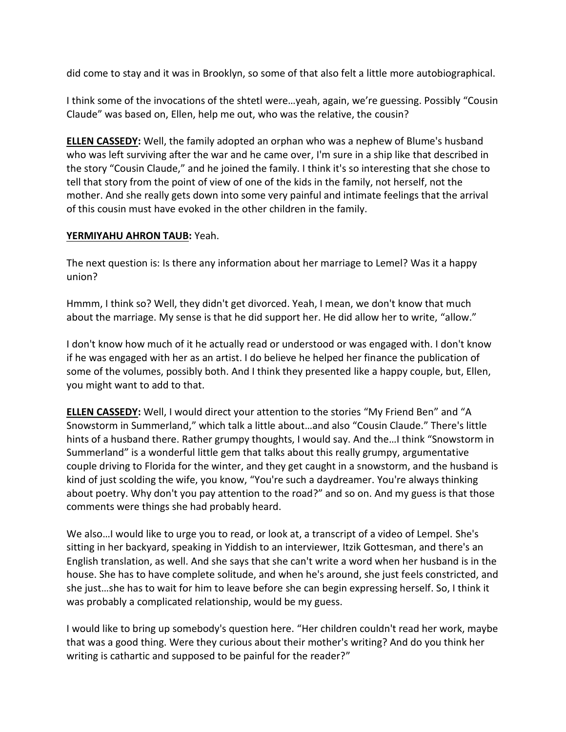did come to stay and it was in Brooklyn, so some of that also felt a little more autobiographical.

I think some of the invocations of the shtetl were…yeah, again, we're guessing. Possibly "Cousin Claude" was based on, Ellen, help me out, who was the relative, the cousin?

**ELLEN CASSEDY:** Well, the family adopted an orphan who was a nephew of Blume's husband who was left surviving after the war and he came over, I'm sure in a ship like that described in the story "Cousin Claude," and he joined the family. I think it's so interesting that she chose to tell that story from the point of view of one of the kids in the family, not herself, not the mother. And she really gets down into some very painful and intimate feelings that the arrival of this cousin must have evoked in the other children in the family.

**YERMIYAHU AHRON TAUB:** Yeah.

The next question is: Is there any information about her marriage to Lemel? Was it a happy union?

Hmmm, I think so? Well, they didn't get divorced. Yeah, I mean, we don't know that much about the marriage. My sense is that he did support her. He did allow her to write, "allow."

I don't know how much of it he actually read or understood or was engaged with. I don't know if he was engaged with her as an artist. I do believe he helped her finance the publication of some of the volumes, possibly both. And I think they presented like a happy couple, but, Ellen, you might want to add to that.

**ELLEN CASSEDY:** Well, I would direct your attention to the stories "My Friend Ben" and "A Snowstorm in Summerland," which talk a little about…and also "Cousin Claude." There's little hints of a husband there. Rather grumpy thoughts, I would say. And the…I think "Snowstorm in Summerland" is a wonderful little gem that talks about this really grumpy, argumentative couple driving to Florida for the winter, and they get caught in a snowstorm, and the husband is kind of just scolding the wife, you know, "You're such a daydreamer. You're always thinking about poetry. Why don't you pay attention to the road?" and so on. And my guess is that those comments were things she had probably heard.

We also…I would like to urge you to read, or look at, a transcript of a video of Lempel. She's sitting in her backyard, speaking in Yiddish to an interviewer, Itzik Gottesman, and there's an English translation, as well. And she says that she can't write a word when her husband is in the house. She has to have complete solitude, and when he's around, she just feels constricted, and she just…she has to wait for him to leave before she can begin expressing herself. So, I think it was probably a complicated relationship, would be my guess.

I would like to bring up somebody's question here. "Her children couldn't read her work, maybe that was a good thing. Were they curious about their mother's writing? And do you think her writing is cathartic and supposed to be painful for the reader?"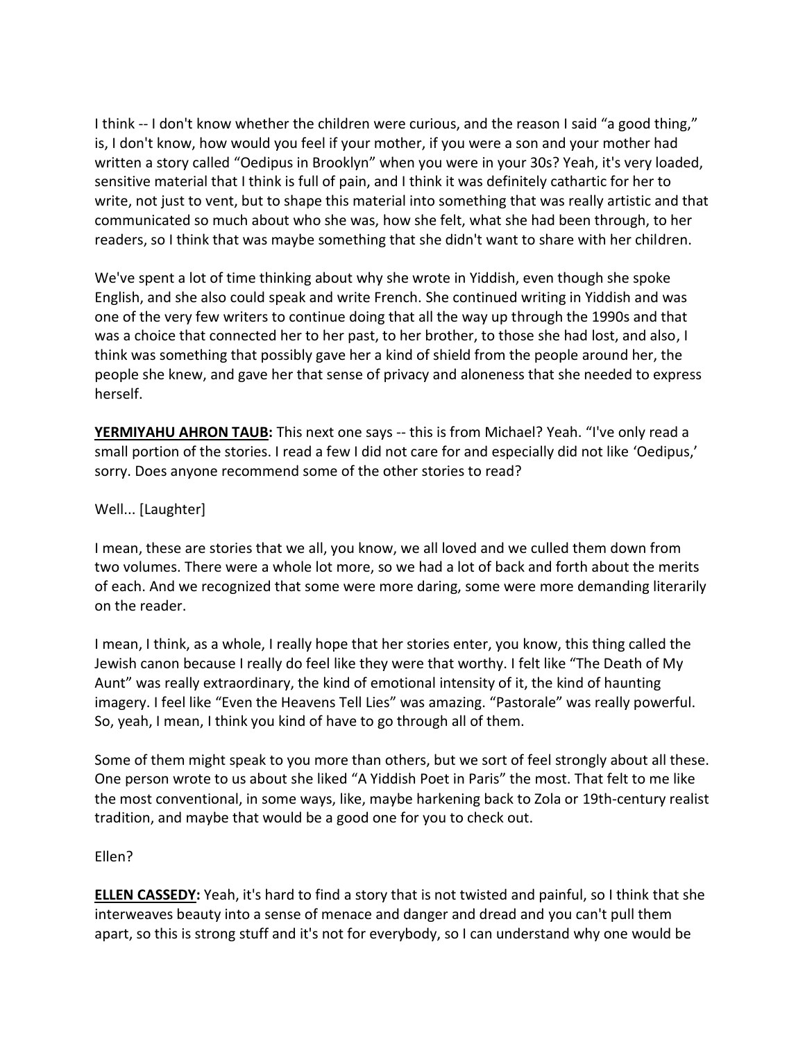I think -- I don't know whether the children were curious, and the reason I said "a good thing," is, I don't know, how would you feel if your mother, if you were a son and your mother had written a story called "Oedipus in Brooklyn" when you were in your 30s? Yeah, it's very loaded, sensitive material that I think is full of pain, and I think it was definitely cathartic for her to write, not just to vent, but to shape this material into something that was really artistic and that communicated so much about who she was, how she felt, what she had been through, to her readers, so I think that was maybe something that she didn't want to share with her children.

We've spent a lot of time thinking about why she wrote in Yiddish, even though she spoke English, and she also could speak and write French. She continued writing in Yiddish and was one of the very few writers to continue doing that all the way up through the 1990s and that was a choice that connected her to her past, to her brother, to those she had lost, and also, I think was something that possibly gave her a kind of shield from the people around her, the people she knew, and gave her that sense of privacy and aloneness that she needed to express herself.

**YERMIYAHU AHRON TAUB:** This next one says -- this is from Michael? Yeah. "I've only read a small portion of the stories. I read a few I did not care for and especially did not like 'Oedipus,' sorry. Does anyone recommend some of the other stories to read?

Well... [Laughter]

I mean, these are stories that we all, you know, we all loved and we culled them down from two volumes. There were a whole lot more, so we had a lot of back and forth about the merits of each. And we recognized that some were more daring, some were more demanding literarily on the reader.

I mean, I think, as a whole, I really hope that her stories enter, you know, this thing called the Jewish canon because I really do feel like they were that worthy. I felt like "The Death of My Aunt" was really extraordinary, the kind of emotional intensity of it, the kind of haunting imagery. I feel like "Even the Heavens Tell Lies" was amazing. "Pastorale" was really powerful. So, yeah, I mean, I think you kind of have to go through all of them.

Some of them might speak to you more than others, but we sort of feel strongly about all these. One person wrote to us about she liked "A Yiddish Poet in Paris" the most. That felt to me like the most conventional, in some ways, like, maybe harkening back to Zola or 19th-century realist tradition, and maybe that would be a good one for you to check out.

Ellen?

**ELLEN CASSEDY:** Yeah, it's hard to find a story that is not twisted and painful, so I think that she interweaves beauty into a sense of menace and danger and dread and you can't pull them apart, so this is strong stuff and it's not for everybody, so I can understand why one would be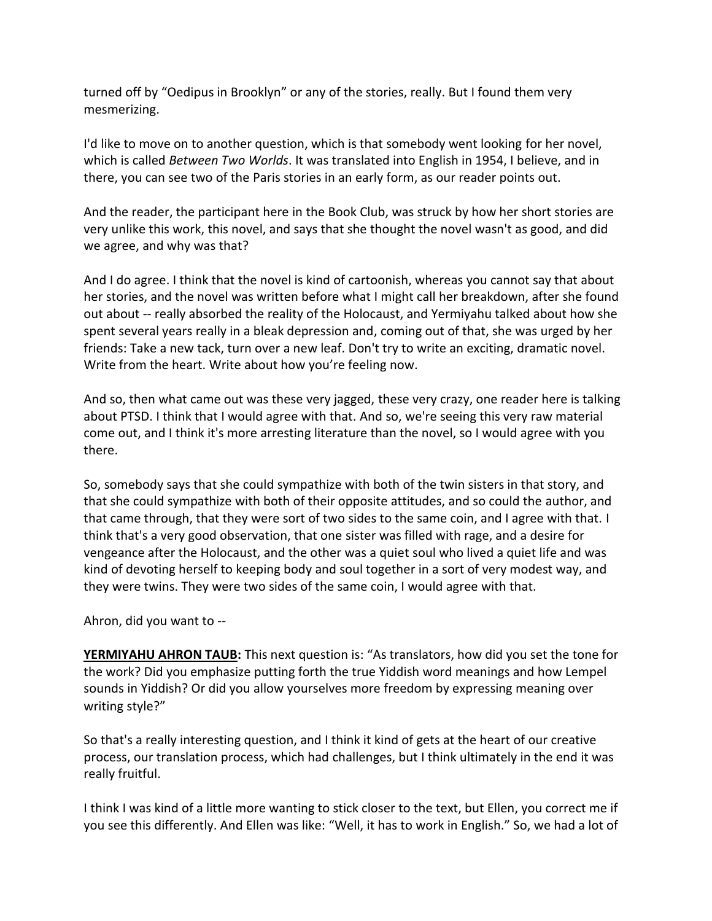turned off by “Oedipus in Brooklyn” or any of the stories, really. But I found them very mesmerizing.

I'd like to move on to another question, which is that somebody went looking for her novel, which is called *Between Two Worlds*. It was translated into English in 1954, I believe, and in there, you can see two of the Paris stories in an early form, as our reader points out.

And the reader, the participant here in the Book Club, was struck by how her short stories are very unlike this work, this novel, and says that she thought the novel wasn't as good, and did we agree, and why was that?

And I do agree. I think that the novel is kind of cartoonish, whereas you cannot say that about her stories, and the novel was written before what I might call her breakdown, after she found out about -- really absorbed the reality of the Holocaust, and Yermiyahu talked about how she spent several years really in a bleak depression and, coming out of that, she was urged by her friends: Take a new tack, turn over a new leaf. Don't try to write an exciting, dramatic novel. Write from the heart. Write about how you’re feeling now.

And so, then what came out was these very jagged, these very crazy, one reader here is talking about PTSD. I think that I would agree with that. And so, we're seeing this very raw material come out, and I think it's more arresting literature than the novel, so I would agree with you there.

So, somebody says that she could sympathize with both of the twin sisters in that story, and that she could sympathize with both of their opposite attitudes, and so could the author, and that came through, that they were sort of two sides to the same coin, and I agree with that. I think that's a very good observation, that one sister was filled with rage, and a desire for vengeance after the Holocaust, and the other was a quiet soul who lived a quiet life and was kind of devoting herself to keeping body and soul together in a sort of very modest way, and they were twins. They were two sides of the same coin, I would agree with that.

Ahron, did you want to --

**YERMIYAHU AHRON TAUB:** This next question is: “As translators, how did you set the tone for the work? Did you emphasize putting forth the true Yiddish word meanings and how Lempel sounds in Yiddish? Or did you allow yourselves more freedom by expressing meaning over writing style?”

So that's a really interesting question, and I think it kind of gets at the heart of our creative process, our translation process, which had challenges, but I think ultimately in the end it was really fruitful.

I think I was kind of a little more wanting to stick closer to the text, but Ellen, you correct me if you see this differently. And Ellen was like: “Well, it has to work in English.” So, we had a lot of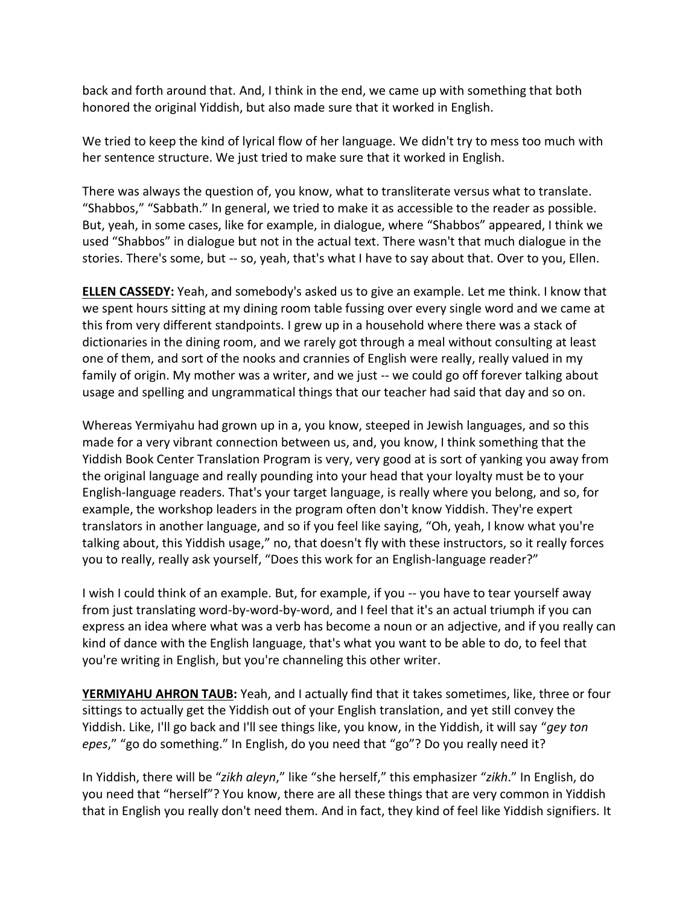back and forth around that. And, I think in the end, we came up with something that both honored the original Yiddish, but also made sure that it worked in English.

We tried to keep the kind of lyrical flow of her language. We didn't try to mess too much with her sentence structure. We just tried to make sure that it worked in English.

There was always the question of, you know, what to transliterate versus what to translate. "Shabbos," "Sabbath." In general, we tried to make it as accessible to the reader as possible. But, yeah, in some cases, like for example, in dialogue, where "Shabbos" appeared, I think we used "Shabbos" in dialogue but not in the actual text. There wasn't that much dialogue in the stories. There's some, but -- so, yeah, that's what I have to say about that. Over to you, Ellen.

**ELLEN CASSEDY:** Yeah, and somebody's asked us to give an example. Let me think. I know that we spent hours sitting at my dining room table fussing over every single word and we came at this from very different standpoints. I grew up in a household where there was a stack of dictionaries in the dining room, and we rarely got through a meal without consulting at least one of them, and sort of the nooks and crannies of English were really, really valued in my family of origin. My mother was a writer, and we just -- we could go off forever talking about usage and spelling and ungrammatical things that our teacher had said that day and so on.

Whereas Yermiyahu had grown up in a, you know, steeped in Jewish languages, and so this made for a very vibrant connection between us, and, you know, I think something that the Yiddish Book Center Translation Program is very, very good at is sort of yanking you away from the original language and really pounding into your head that your loyalty must be to your English-language readers. That's your target language, is really where you belong, and so, for example, the workshop leaders in the program often don't know Yiddish. They're expert translators in another language, and so if you feel like saying, "Oh, yeah, I know what you're talking about, this Yiddish usage," no, that doesn't fly with these instructors, so it really forces you to really, really ask yourself, "Does this work for an English-language reader?"

I wish I could think of an example. But, for example, if you -- you have to tear yourself away from just translating word-by-word-by-word, and I feel that it's an actual triumph if you can express an idea where what was a verb has become a noun or an adjective, and if you really can kind of dance with the English language, that's what you want to be able to do, to feel that you're writing in English, but you're channeling this other writer.

**YERMIYAHU AHRON TAUB:** Yeah, and I actually find that it takes sometimes, like, three or four sittings to actually get the Yiddish out of your English translation, and yet still convey the Yiddish. Like, I'll go back and I'll see things like, you know, in the Yiddish, it will say "*gey ton epes*," "go do something." In English, do you need that "go"? Do you really need it?

In Yiddish, there will be "*zikh aleyn*," like "she herself," this emphasizer "*zikh*." In English, do you need that "herself"? You know, there are all these things that are very common in Yiddish that in English you really don't need them. And in fact, they kind of feel like Yiddish signifiers. It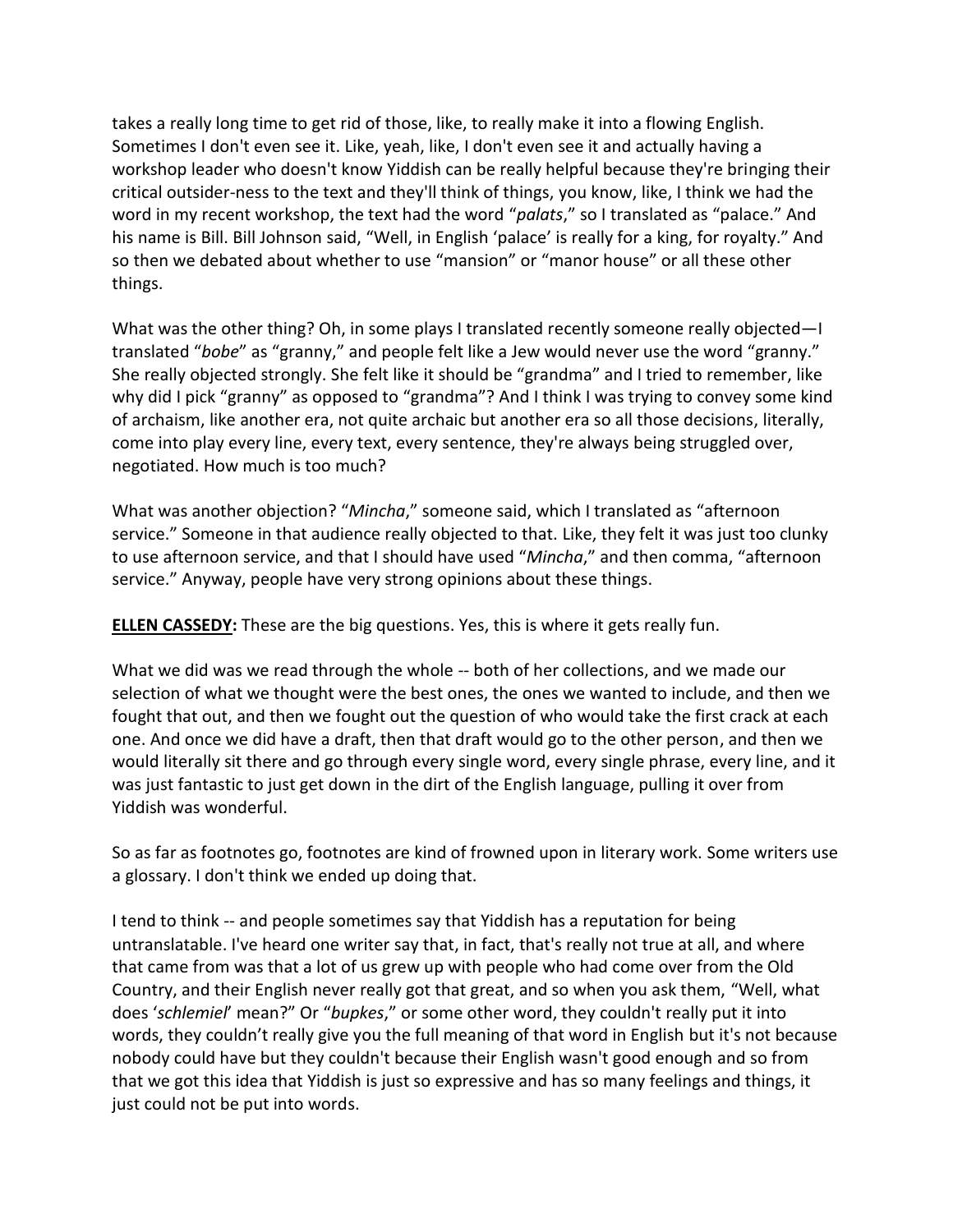takes a really long time to get rid of those, like, to really make it into a flowing English. Sometimes I don't even see it. Like, yeah, like, I don't even see it and actually having a workshop leader who doesn't know Yiddish can be really helpful because they're bringing their critical outsider-ness to the text and they'll think of things, you know, like, I think we had the word in my recent workshop, the text had the word "*palats*," so I translated as "palace." And his name is Bill. Bill Johnson said, "Well, in English 'palace' is really for a king, for royalty." And so then we debated about whether to use "mansion" or "manor house" or all these other things.

What was the other thing? Oh, in some plays I translated recently someone really objected—I translated "*bobe*" as "granny," and people felt like a Jew would never use the word "granny." She really objected strongly. She felt like it should be "grandma" and I tried to remember, like why did I pick "granny" as opposed to "grandma"? And I think I was trying to convey some kind of archaism, like another era, not quite archaic but another era so all those decisions, literally, come into play every line, every text, every sentence, they're always being struggled over, negotiated. How much is too much?

What was another objection? "*Mincha*," someone said, which I translated as "afternoon service." Someone in that audience really objected to that. Like, they felt it was just too clunky to use afternoon service, and that I should have used "*Mincha*," and then comma, "afternoon service." Anyway, people have very strong opinions about these things.

**ELLEN CASSEDY:** These are the big questions. Yes, this is where it gets really fun.

What we did was we read through the whole -- both of her collections, and we made our selection of what we thought were the best ones, the ones we wanted to include, and then we fought that out, and then we fought out the question of who would take the first crack at each one. And once we did have a draft, then that draft would go to the other person, and then we would literally sit there and go through every single word, every single phrase, every line, and it was just fantastic to just get down in the dirt of the English language, pulling it over from Yiddish was wonderful.

So as far as footnotes go, footnotes are kind of frowned upon in literary work. Some writers use a glossary. I don't think we ended up doing that.

I tend to think -- and people sometimes say that Yiddish has a reputation for being untranslatable. I've heard one writer say that, in fact, that's really not true at all, and where that came from was that a lot of us grew up with people who had come over from the Old Country, and their English never really got that great, and so when you ask them, "Well, what does '*schlemiel*' mean?" Or "*bupkes*," or some other word, they couldn't really put it into words, they couldn't really give you the full meaning of that word in English but it's not because nobody could have but they couldn't because their English wasn't good enough and so from that we got this idea that Yiddish is just so expressive and has so many feelings and things, it just could not be put into words.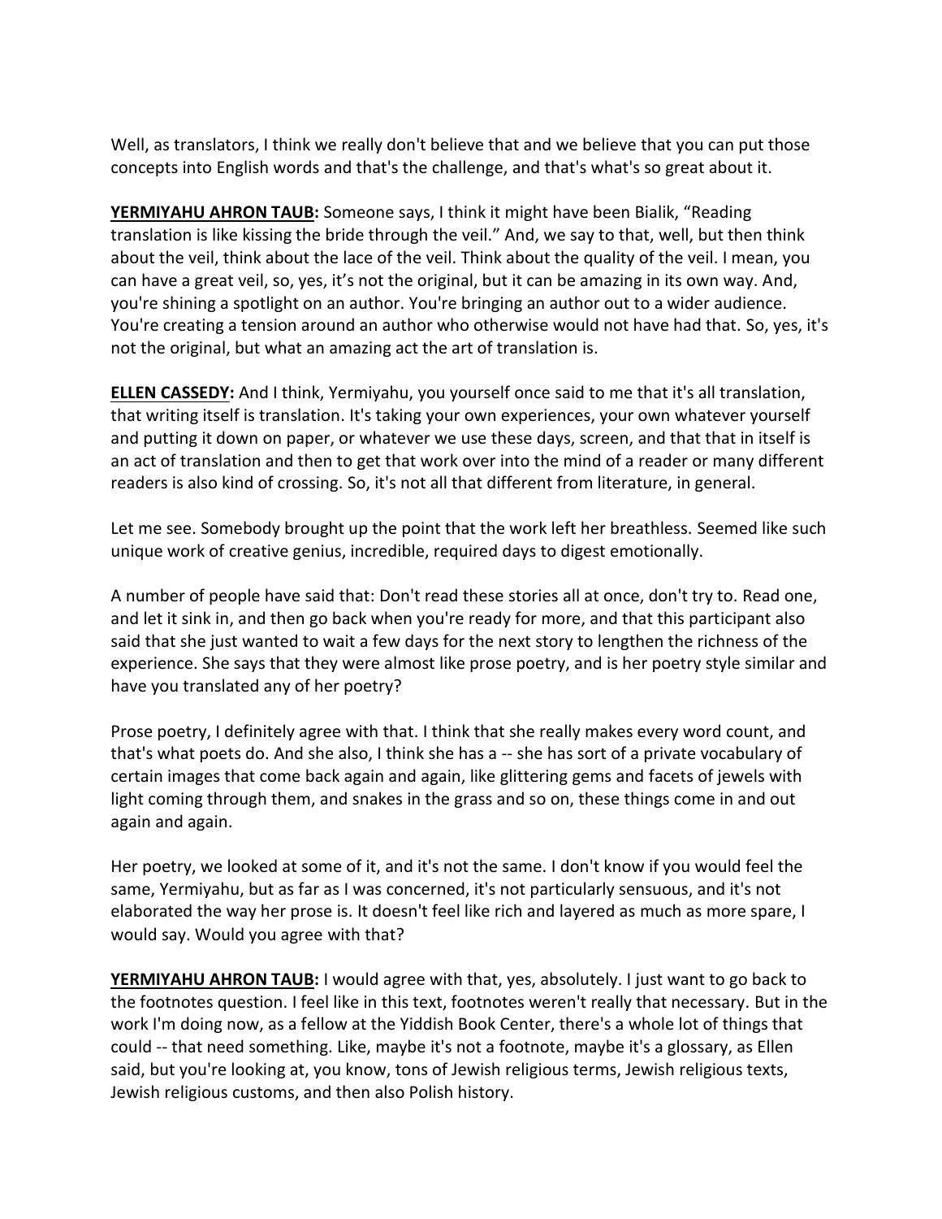Well, as translators, I think we really don't believe that and we believe that you can put those concepts into English words and that's the challenge, and that's what's so great about it.

**YERMIYAHU AHRON TAUB:** Someone says, I think it might have been Bialik, "Reading translation is like kissing the bride through the veil." And, we say to that, well, but then think about the veil, think about the lace of the veil. Think about the quality of the veil. I mean, you can have a great veil, so, yes, it's not the original, but it can be amazing in its own way. And, you're shining a spotlight on an author. You're bringing an author out to a wider audience. You're creating a tension around an author who otherwise would not have had that. So, yes, it's not the original, but what an amazing act the art of translation is.

**ELLEN CASSEDY:** And I think, Yermiyahu, you yourself once said to me that it's all translation, that writing itself is translation. It's taking your own experiences, your own whatever yourself and putting it down on paper, or whatever we use these days, screen, and that that in itself is an act of translation and then to get that work over into the mind of a reader or many different readers is also kind of crossing. So, it's not all that different from literature, in general.

Let me see. Somebody brought up the point that the work left her breathless. Seemed like such unique work of creative genius, incredible, required days to digest emotionally.

A number of people have said that: Don't read these stories all at once, don't try to. Read one, and let it sink in, and then go back when you're ready for more, and that this participant also said that she just wanted to wait a few days for the next story to lengthen the richness of the experience. She says that they were almost like prose poetry, and is her poetry style similar and have you translated any of her poetry?

Prose poetry, I definitely agree with that. I think that she really makes every word count, and that's what poets do. And she also, I think she has a -- she has sort of a private vocabulary of certain images that come back again and again, like glittering gems and facets of jewels with light coming through them, and snakes in the grass and so on, these things come in and out again and again.

Her poetry, we looked at some of it, and it's not the same. I don't know if you would feel the same, Yermiyahu, but as far as I was concerned, it's not particularly sensuous, and it's not elaborated the way her prose is. It doesn't feel like rich and layered as much as more spare, I would say. Would you agree with that?

**YERMIYAHU AHRON TAUB:** I would agree with that, yes, absolutely. I just want to go back to the footnotes question. I feel like in this text, footnotes weren't really that necessary. But in the work I'm doing now, as a fellow at the Yiddish Book Center, there's a whole lot of things that could -- that need something. Like, maybe it's not a footnote, maybe it's a glossary, as Ellen said, but you're looking at, you know, tons of Jewish religious terms, Jewish religious texts, Jewish religious customs, and then also Polish history.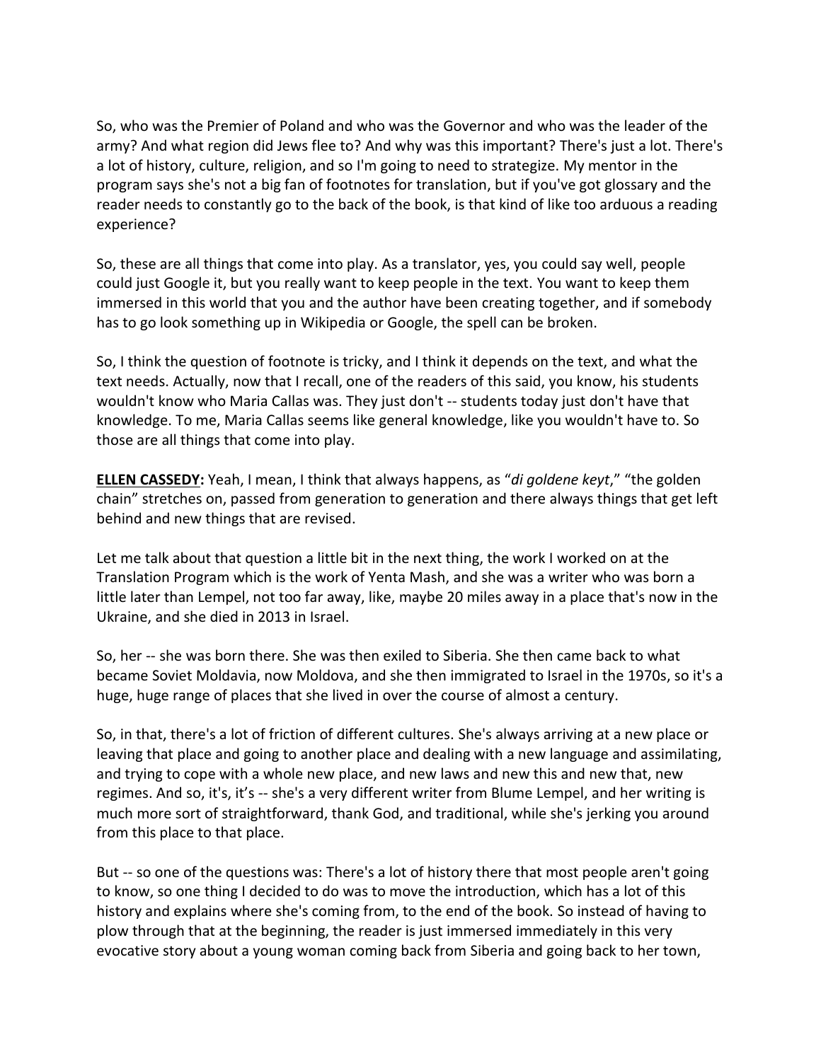So, who was the Premier of Poland and who was the Governor and who was the leader of the army? And what region did Jews flee to? And why was this important? There's just a lot. There's a lot of history, culture, religion, and so I'm going to need to strategize. My mentor in the program says she's not a big fan of footnotes for translation, but if you've got glossary and the reader needs to constantly go to the back of the book, is that kind of like too arduous a reading experience?

So, these are all things that come into play. As a translator, yes, you could say well, people could just Google it, but you really want to keep people in the text. You want to keep them immersed in this world that you and the author have been creating together, and if somebody has to go look something up in Wikipedia or Google, the spell can be broken.

So, I think the question of footnote is tricky, and I think it depends on the text, and what the text needs. Actually, now that I recall, one of the readers of this said, you know, his students wouldn't know who Maria Callas was. They just don't -- students today just don't have that knowledge. To me, Maria Callas seems like general knowledge, like you wouldn't have to. So those are all things that come into play.

**ELLEN CASSEDY:** Yeah, I mean, I think that always happens, as "*di goldene keyt*," "the golden chain" stretches on, passed from generation to generation and there always things that get left behind and new things that are revised.

Let me talk about that question a little bit in the next thing, the work I worked on at the Translation Program which is the work of Yenta Mash, and she was a writer who was born a little later than Lempel, not too far away, like, maybe 20 miles away in a place that's now in the Ukraine, and she died in 2013 in Israel.

So, her -- she was born there. She was then exiled to Siberia. She then came back to what became Soviet Moldavia, now Moldova, and she then immigrated to Israel in the 1970s, so it's a huge, huge range of places that she lived in over the course of almost a century.

So, in that, there's a lot of friction of different cultures. She's always arriving at a new place or leaving that place and going to another place and dealing with a new language and assimilating, and trying to cope with a whole new place, and new laws and new this and new that, new regimes. And so, it's, it's -- she's a very different writer from Blume Lempel, and her writing is much more sort of straightforward, thank God, and traditional, while she's jerking you around from this place to that place.

But -- so one of the questions was: There's a lot of history there that most people aren't going to know, so one thing I decided to do was to move the introduction, which has a lot of this history and explains where she's coming from, to the end of the book. So instead of having to plow through that at the beginning, the reader is just immersed immediately in this very evocative story about a young woman coming back from Siberia and going back to her town,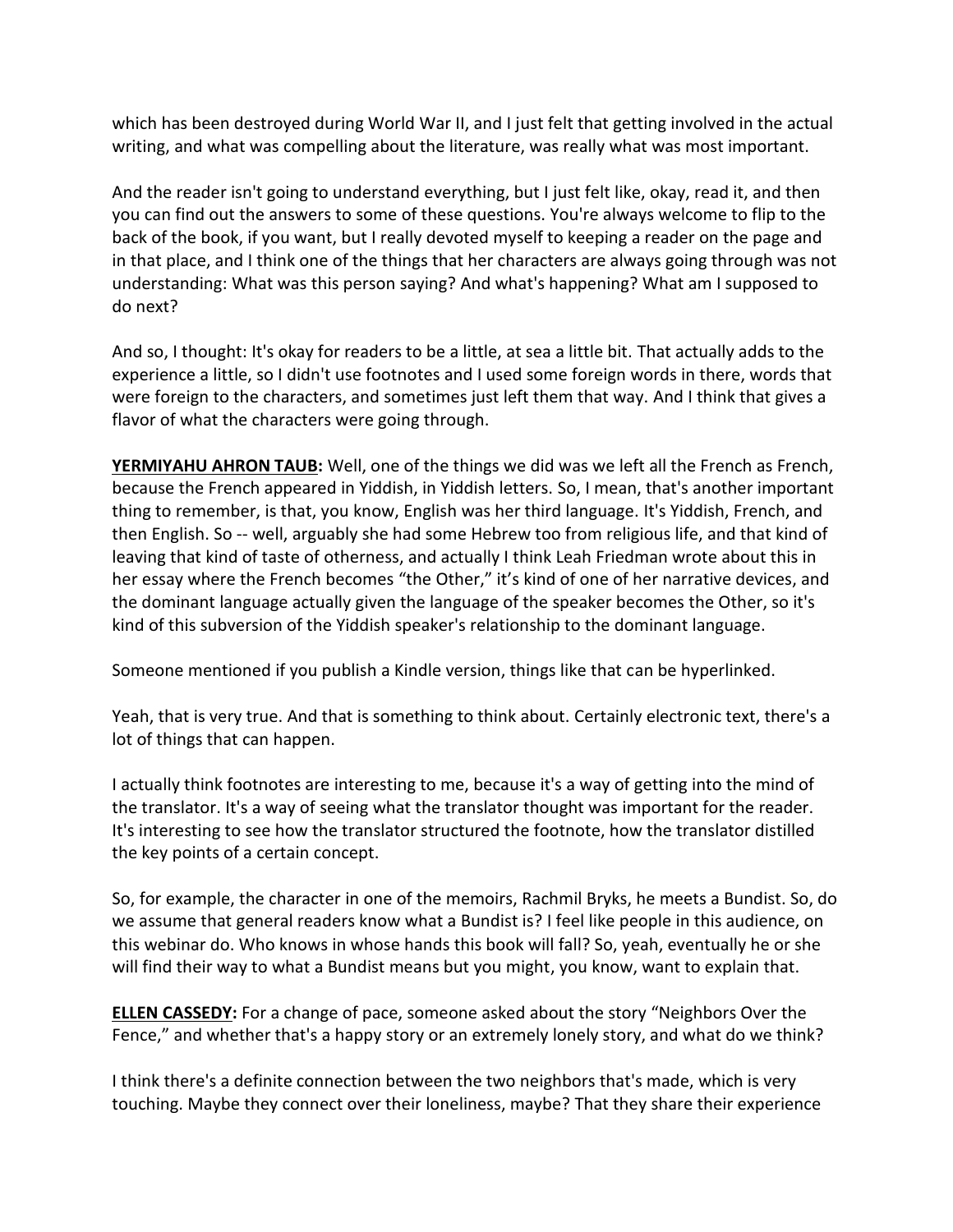which has been destroyed during World War II, and I just felt that getting involved in the actual writing, and what was compelling about the literature, was really what was most important.

And the reader isn't going to understand everything, but I just felt like, okay, read it, and then you can find out the answers to some of these questions. You're always welcome to flip to the back of the book, if you want, but I really devoted myself to keeping a reader on the page and in that place, and I think one of the things that her characters are always going through was not understanding: What was this person saying? And what's happening? What am I supposed to do next?

And so, I thought: It's okay for readers to be a little, at sea a little bit. That actually adds to the experience a little, so I didn't use footnotes and I used some foreign words in there, words that were foreign to the characters, and sometimes just left them that way. And I think that gives a flavor of what the characters were going through.

**YERMIYAHU AHRON TAUB:** Well, one of the things we did was we left all the French as French, because the French appeared in Yiddish, in Yiddish letters. So, I mean, that's another important thing to remember, is that, you know, English was her third language. It's Yiddish, French, and then English. So -- well, arguably she had some Hebrew too from religious life, and that kind of leaving that kind of taste of otherness, and actually I think Leah Friedman wrote about this in her essay where the French becomes "the Other," it's kind of one of her narrative devices, and the dominant language actually given the language of the speaker becomes the Other, so it's kind of this subversion of the Yiddish speaker's relationship to the dominant language.

Someone mentioned if you publish a Kindle version, things like that can be hyperlinked.

Yeah, that is very true. And that is something to think about. Certainly electronic text, there's a lot of things that can happen.

I actually think footnotes are interesting to me, because it's a way of getting into the mind of the translator. It's a way of seeing what the translator thought was important for the reader. It's interesting to see how the translator structured the footnote, how the translator distilled the key points of a certain concept.

So, for example, the character in one of the memoirs, Rachmil Bryks, he meets a Bundist. So, do we assume that general readers know what a Bundist is? I feel like people in this audience, on this webinar do. Who knows in whose hands this book will fall? So, yeah, eventually he or she will find their way to what a Bundist means but you might, you know, want to explain that.

**ELLEN CASSEDY:** For a change of pace, someone asked about the story "Neighbors Over the Fence," and whether that's a happy story or an extremely lonely story, and what do we think?

I think there's a definite connection between the two neighbors that's made, which is very touching. Maybe they connect over their loneliness, maybe? That they share their experience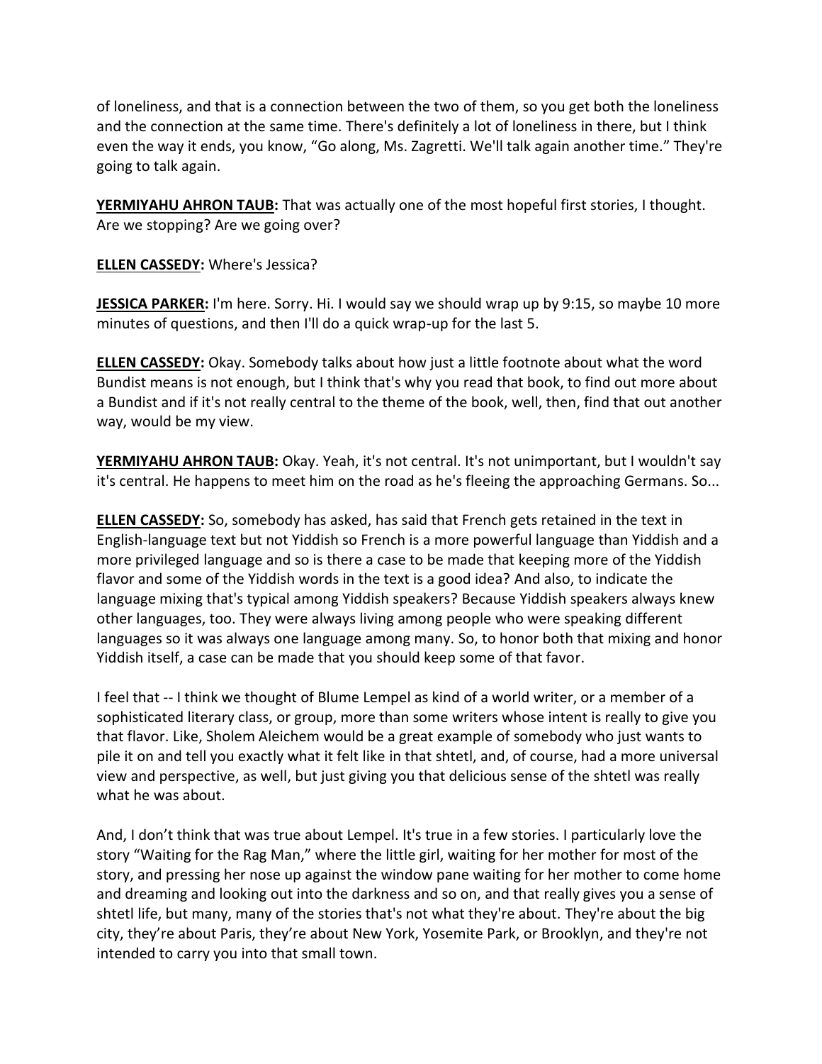of loneliness, and that is a connection between the two of them, so you get both the loneliness and the connection at the same time. There's definitely a lot of loneliness in there, but I think even the way it ends, you know, "Go along, Ms. Zagretti. We'll talk again another time." They're going to talk again.

**YERMIYAHU AHRON TAUB:** That was actually one of the most hopeful first stories, I thought. Are we stopping? Are we going over?

**ELLEN CASSEDY:** Where's Jessica?

**JESSICA PARKER:** I'm here. Sorry. Hi. I would say we should wrap up by 9:15, so maybe 10 more minutes of questions, and then I'll do a quick wrap-up for the last 5.

**ELLEN CASSEDY:** Okay. Somebody talks about how just a little footnote about what the word Bundist means is not enough, but I think that's why you read that book, to find out more about a Bundist and if it's not really central to the theme of the book, well, then, find that out another way, would be my view.

**YERMIYAHU AHRON TAUB:** Okay. Yeah, it's not central. It's not unimportant, but I wouldn't say it's central. He happens to meet him on the road as he's fleeing the approaching Germans. So...

**ELLEN CASSEDY:** So, somebody has asked, has said that French gets retained in the text in English-language text but not Yiddish so French is a more powerful language than Yiddish and a more privileged language and so is there a case to be made that keeping more of the Yiddish flavor and some of the Yiddish words in the text is a good idea? And also, to indicate the language mixing that's typical among Yiddish speakers? Because Yiddish speakers always knew other languages, too. They were always living among people who were speaking different languages so it was always one language among many. So, to honor both that mixing and honor Yiddish itself, a case can be made that you should keep some of that favor.

I feel that -- I think we thought of Blume Lempel as kind of a world writer, or a member of a sophisticated literary class, or group, more than some writers whose intent is really to give you that flavor. Like, Sholem Aleichem would be a great example of somebody who just wants to pile it on and tell you exactly what it felt like in that shtetl, and, of course, had a more universal view and perspective, as well, but just giving you that delicious sense of the shtetl was really what he was about.

And, I don't think that was true about Lempel. It's true in a few stories. I particularly love the story "Waiting for the Rag Man," where the little girl, waiting for her mother for most of the story, and pressing her nose up against the window pane waiting for her mother to come home and dreaming and looking out into the darkness and so on, and that really gives you a sense of shtetl life, but many, many of the stories that's not what they're about. They're about the big city, they're about Paris, they're about New York, Yosemite Park, or Brooklyn, and they're not intended to carry you into that small town.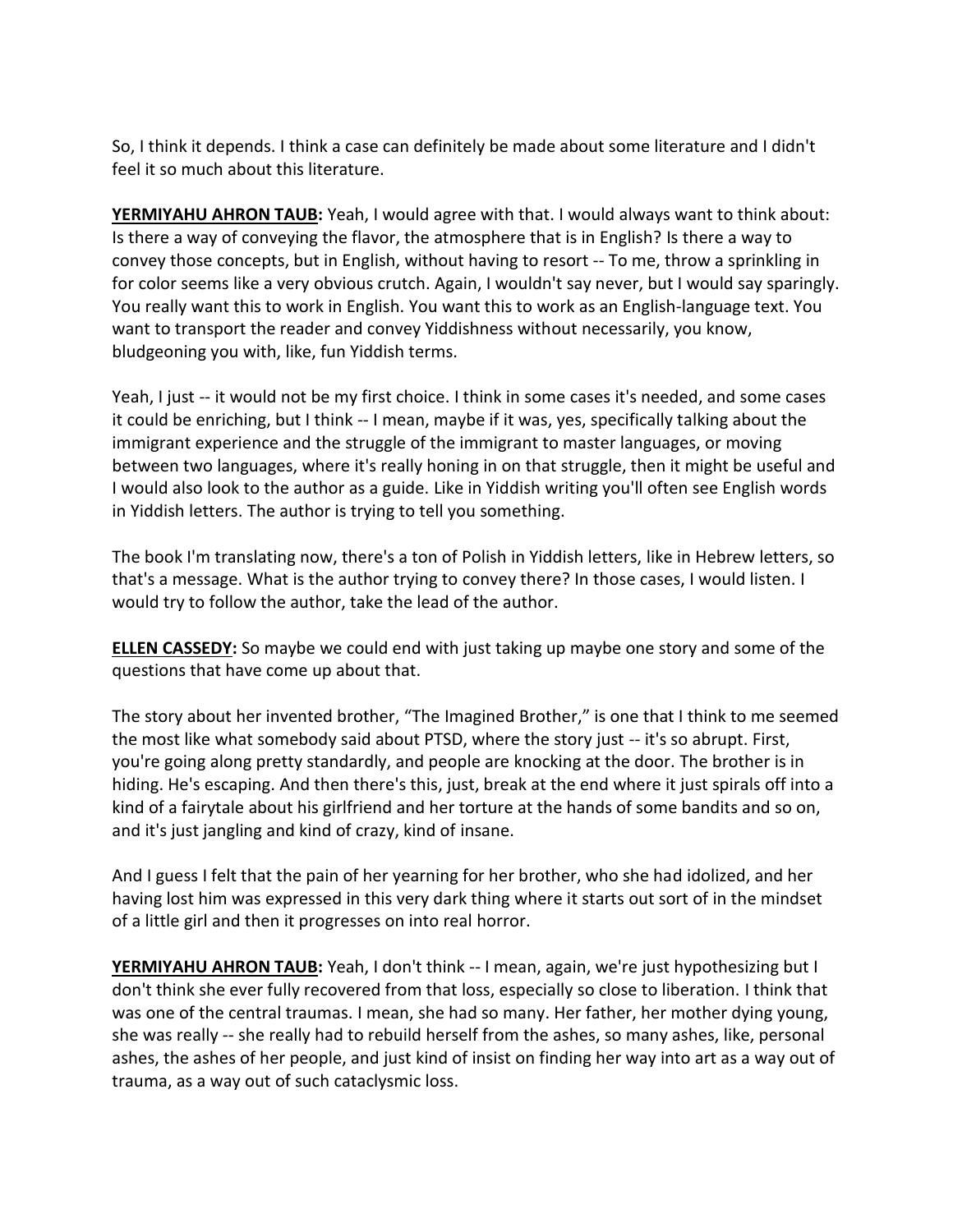So, I think it depends. I think a case can definitely be made about some literature and I didn't feel it so much about this literature.

**YERMIYAHU AHRON TAUB:** Yeah, I would agree with that. I would always want to think about: Is there a way of conveying the flavor, the atmosphere that is in English? Is there a way to convey those concepts, but in English, without having to resort -- To me, throw a sprinkling in for color seems like a very obvious crutch. Again, I wouldn't say never, but I would say sparingly. You really want this to work in English. You want this to work as an English-language text. You want to transport the reader and convey Yiddishness without necessarily, you know, bludgeoning you with, like, fun Yiddish terms.

Yeah, I just -- it would not be my first choice. I think in some cases it's needed, and some cases it could be enriching, but I think -- I mean, maybe if it was, yes, specifically talking about the immigrant experience and the struggle of the immigrant to master languages, or moving between two languages, where it's really honing in on that struggle, then it might be useful and I would also look to the author as a guide. Like in Yiddish writing you'll often see English words in Yiddish letters. The author is trying to tell you something.

The book I'm translating now, there's a ton of Polish in Yiddish letters, like in Hebrew letters, so that's a message. What is the author trying to convey there? In those cases, I would listen. I would try to follow the author, take the lead of the author.

**ELLEN CASSEDY:** So maybe we could end with just taking up maybe one story and some of the questions that have come up about that.

The story about her invented brother, "The Imagined Brother," is one that I think to me seemed the most like what somebody said about PTSD, where the story just -- it's so abrupt. First, you're going along pretty standardly, and people are knocking at the door. The brother is in hiding. He's escaping. And then there's this, just, break at the end where it just spirals off into a kind of a fairytale about his girlfriend and her torture at the hands of some bandits and so on, and it's just jangling and kind of crazy, kind of insane.

And I guess I felt that the pain of her yearning for her brother, who she had idolized, and her having lost him was expressed in this very dark thing where it starts out sort of in the mindset of a little girl and then it progresses on into real horror.

**YERMIYAHU AHRON TAUB:** Yeah, I don't think -- I mean, again, we're just hypothesizing but I don't think she ever fully recovered from that loss, especially so close to liberation. I think that was one of the central traumas. I mean, she had so many. Her father, her mother dying young, she was really -- she really had to rebuild herself from the ashes, so many ashes, like, personal ashes, the ashes of her people, and just kind of insist on finding her way into art as a way out of trauma, as a way out of such cataclysmic loss.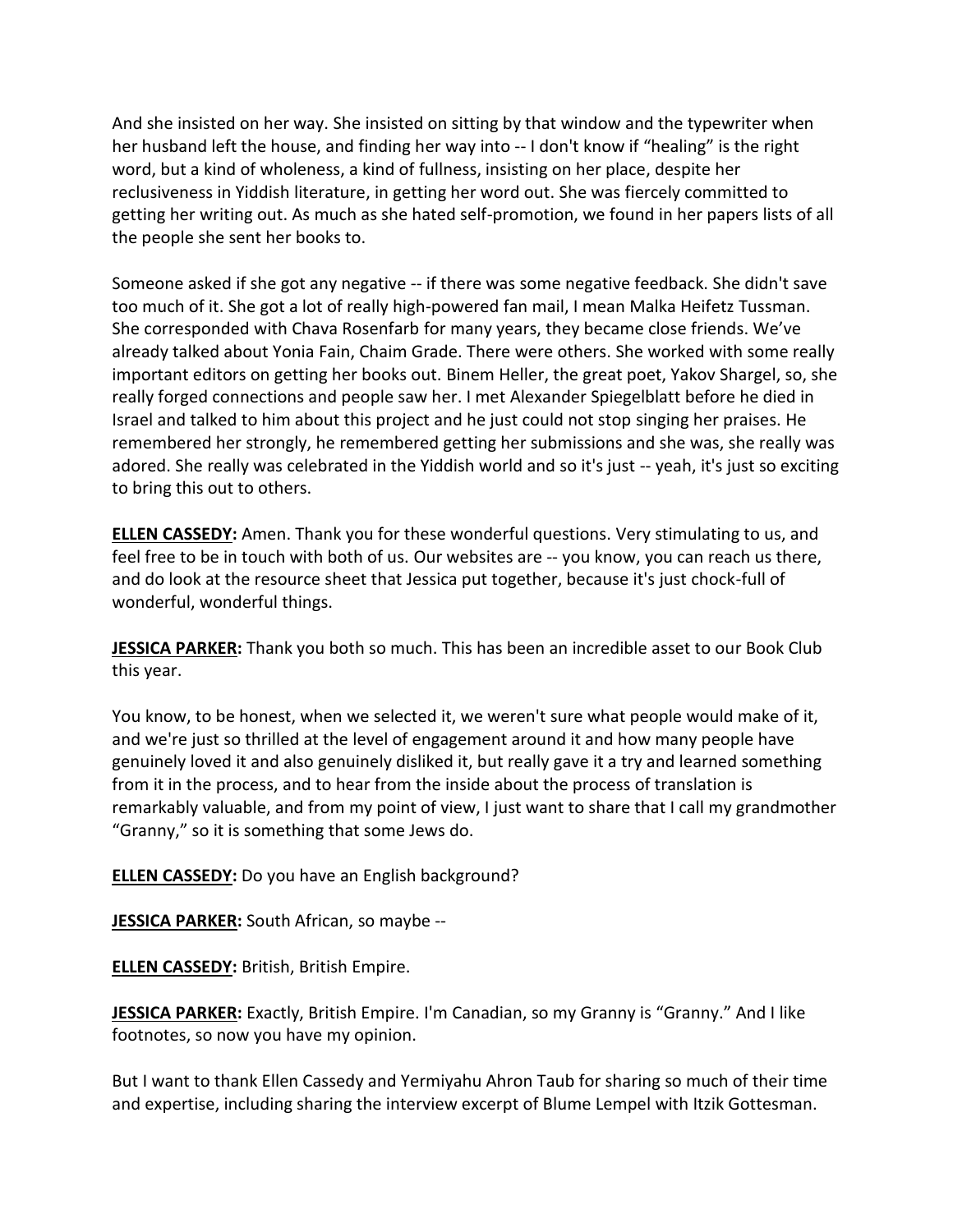And she insisted on her way. She insisted on sitting by that window and the typewriter when her husband left the house, and finding her way into -- I don't know if "healing" is the right word, but a kind of wholeness, a kind of fullness, insisting on her place, despite her reclusiveness in Yiddish literature, in getting her word out. She was fiercely committed to getting her writing out. As much as she hated self-promotion, we found in her papers lists of all the people she sent her books to.

Someone asked if she got any negative -- if there was some negative feedback. She didn't save too much of it. She got a lot of really high-powered fan mail, I mean Malka Heifetz Tussman. She corresponded with Chava Rosenfarb for many years, they became close friends. We've already talked about Yonia Fain, Chaim Grade. There were others. She worked with some really important editors on getting her books out. Binem Heller, the great poet, Yakov Shargel, so, she really forged connections and people saw her. I met Alexander Spiegelblatt before he died in Israel and talked to him about this project and he just could not stop singing her praises. He remembered her strongly, he remembered getting her submissions and she was, she really was adored. She really was celebrated in the Yiddish world and so it's just -- yeah, it's just so exciting to bring this out to others.

**ELLEN CASSEDY:** Amen. Thank you for these wonderful questions. Very stimulating to us, and feel free to be in touch with both of us. Our websites are -- you know, you can reach us there, and do look at the resource sheet that Jessica put together, because it's just chock-full of wonderful, wonderful things.

**JESSICA PARKER:** Thank you both so much. This has been an incredible asset to our Book Club this year.

You know, to be honest, when we selected it, we weren't sure what people would make of it, and we're just so thrilled at the level of engagement around it and how many people have genuinely loved it and also genuinely disliked it, but really gave it a try and learned something from it in the process, and to hear from the inside about the process of translation is remarkably valuable, and from my point of view, I just want to share that I call my grandmother "Granny," so it is something that some Jews do.

**ELLEN CASSEDY:** Do you have an English background?

**JESSICA PARKER:** South African, so maybe --

**ELLEN CASSEDY:** British, British Empire.

**JESSICA PARKER:** Exactly, British Empire. I'm Canadian, so my Granny is "Granny." And I like footnotes, so now you have my opinion.

But I want to thank Ellen Cassedy and Yermiyahu Ahron Taub for sharing so much of their time and expertise, including sharing the interview excerpt of Blume Lempel with Itzik Gottesman.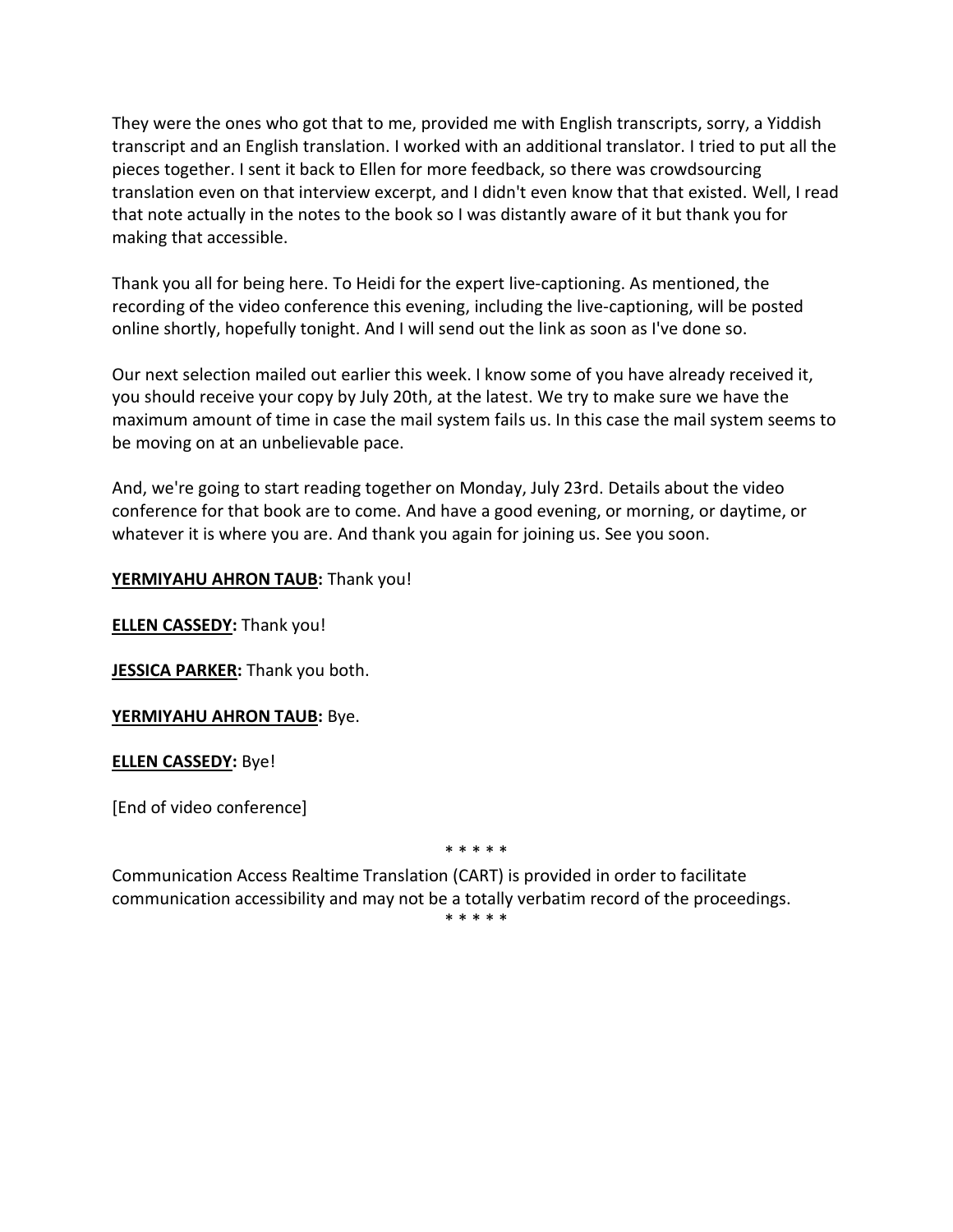They were the ones who got that to me, provided me with English transcripts, sorry, a Yiddish transcript and an English translation. I worked with an additional translator. I tried to put all the pieces together. I sent it back to Ellen for more feedback, so there was crowdsourcing translation even on that interview excerpt, and I didn't even know that that existed. Well, I read that note actually in the notes to the book so I was distantly aware of it but thank you for making that accessible.

Thank you all for being here. To Heidi for the expert live-captioning. As mentioned, the recording of the video conference this evening, including the live-captioning, will be posted online shortly, hopefully tonight. And I will send out the link as soon as I've done so.

Our next selection mailed out earlier this week. I know some of you have already received it, you should receive your copy by July 20th, at the latest. We try to make sure we have the maximum amount of time in case the mail system fails us. In this case the mail system seems to be moving on at an unbelievable pace.

And, we're going to start reading together on Monday, July 23rd. Details about the video conference for that book are to come. And have a good evening, or morning, or daytime, or whatever it is where you are. And thank you again for joining us. See you soon.

**YERMIYAHU AHRON TAUB:** Thank you!

**ELLEN CASSEDY:** Thank you!

**JESSICA PARKER:** Thank you both.

**YERMIYAHU AHRON TAUB:** Bye.

**ELLEN CASSEDY:** Bye!

[End of video conference]

* * * * *

Communication Access Realtime Translation (CART) is provided in order to facilitate communication accessibility and may not be a totally verbatim record of the proceedings.

* * * * *